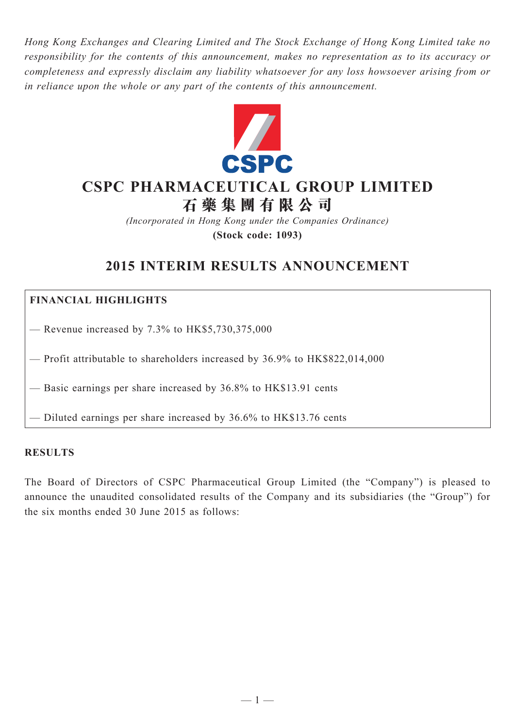*Hong Kong Exchanges and Clearing Limited and The Stock Exchange of Hong Kong Limited take no responsibility for the contents of this announcement, makes no representation as to its accuracy or completeness and expressly disclaim any liability whatsoever for any loss howsoever arising from or in reliance upon the whole or any part of the contents of this announcement.*

CSPC

# CSPC PHARMACEUTICAL GROUP LIMITED
# 石藥集團有限公司

*(Incorporated in Hong Kong under the Companies Ordinance)*

**(Stock code: 1093)**

## 2015 INTERIM RESULTS ANNOUNCEMENT

**FINANCIAL HIGHLIGHTS**

— Revenue increased by 7.3% to HK$5,730,375,000

— Profit attributable to shareholders increased by 36.9% to HK$822,014,000

— Basic earnings per share increased by 36.8% to HK$13.91 cents

— Diluted earnings per share increased by 36.6% to HK$13.76 cents

**RESULTS**

The Board of Directors of CSPC Pharmaceutical Group Limited (the "Company") is pleased to announce the unaudited consolidated results of the Company and its subsidiaries (the "Group") for the six months ended 30 June 2015 as follows: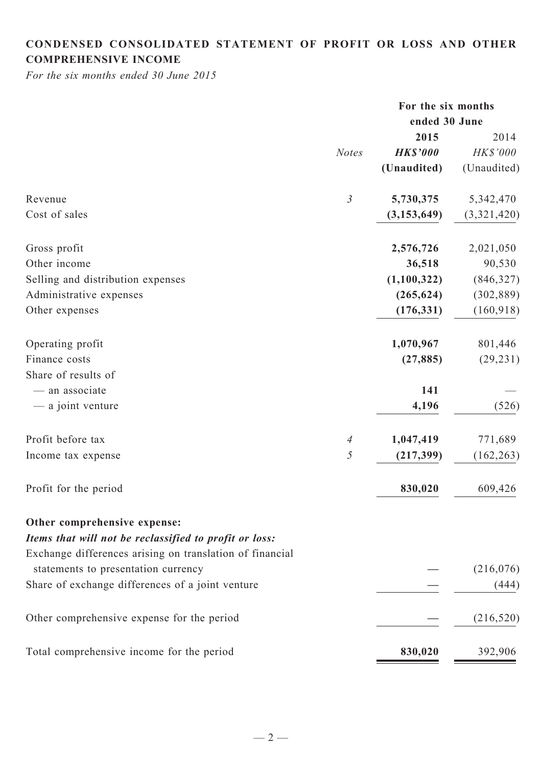**CONDENSED CONSOLIDATED STATEMENT OF PROFIT OR LOSS AND OTHER COMPREHENSIVE INCOME**

*For the six months ended 30 June 2015*

| | | For the six months ended 30 June | |
|---|---|---|---|
| | | **2015** | 2014 |
| | *Notes* | ***HK$'000*** | *HK$'000* |
| | | **(Unaudited)** | (Unaudited) |
| Revenue | *3* | **5,730,375** | 5,342,470 |
| Cost of sales | | **(3,153,649)** | (3,321,420) |
| Gross profit | | **2,576,726** | 2,021,050 |
| Other income | | **36,518** | 90,530 |
| Selling and distribution expenses | | **(1,100,322)** | (846,327) |
| Administrative expenses | | **(265,624)** | (302,889) |
| Other expenses | | **(176,331)** | (160,918) |
| Operating profit | | **1,070,967** | 801,446 |
| Finance costs | | **(27,885)** | (29,231) |
| Share of results of | | | |
| — an associate | | **141** | — |
| — a joint venture | | **4,196** | (526) |
| Profit before tax | *4* | **1,047,419** | 771,689 |
| Income tax expense | *5* | **(217,399)** | (162,263) |
| Profit for the period | | **830,020** | 609,426 |
| **Other comprehensive expense:** | | | |
| ***Items that will not be reclassified to profit or loss:*** | | | |
| Exchange differences arising on translation of financial statements to presentation currency | | **—** | (216,076) |
| Share of exchange differences of a joint venture | | **—** | (444) |
| Other comprehensive expense for the period | | **—** | (216,520) |
| Total comprehensive income for the period | | **830,020** | 392,906 |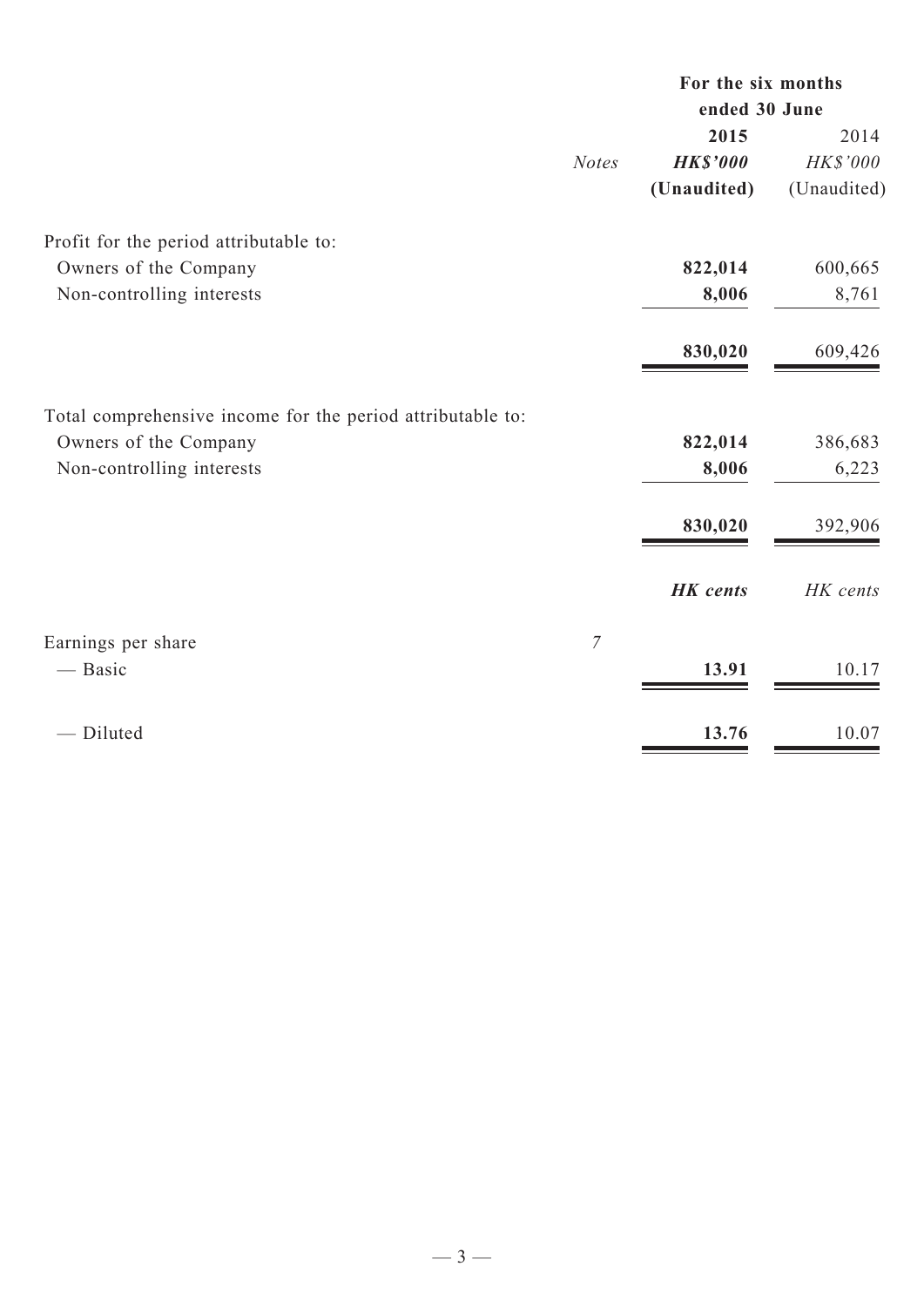| | Notes | For the six months ended 30 June 2015 HK$'000 (Unaudited) | 2014 HK$'000 (Unaudited) |
|---|---|---|---|
| Profit for the period attributable to: | | | |
| Owners of the Company | | **822,014** | 600,665 |
| Non-controlling interests | | **8,006** | 8,761 |
| | | **830,020** | 609,426 |
| Total comprehensive income for the period attributable to: | | | |
| Owners of the Company | | **822,014** | 386,683 |
| Non-controlling interests | | **8,006** | 6,223 |
| | | **830,020** | 392,906 |
| | | ***HK cents*** | *HK cents* |
| Earnings per share | *7* | | |
| — Basic | | **13.91** | 10.17 |
| — Diluted | | **13.76** | 10.07 |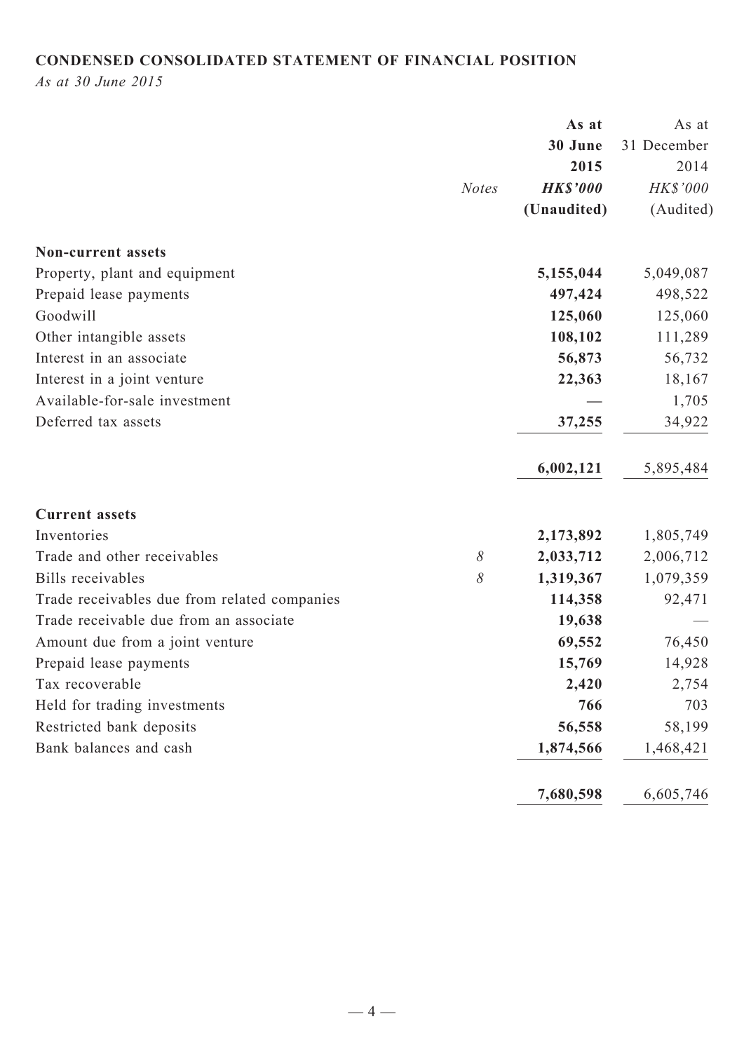**CONDENSED CONSOLIDATED STATEMENT OF FINANCIAL POSITION**

*As at 30 June 2015*

| | *Notes* | **As at 30 June 2015** ***HK$'000*** **(Unaudited)** | As at 31 December 2014 *HK$'000* (Audited) |
|---|---|---|---|
| **Non-current assets** | | | |
| Property, plant and equipment | | **5,155,044** | 5,049,087 |
| Prepaid lease payments | | **497,424** | 498,522 |
| Goodwill | | **125,060** | 125,060 |
| Other intangible assets | | **108,102** | 111,289 |
| Interest in an associate | | **56,873** | 56,732 |
| Interest in a joint venture | | **22,363** | 18,167 |
| Available-for-sale investment | | **—** | 1,705 |
| Deferred tax assets | | **37,255** | 34,922 |
| | | **6,002,121** | 5,895,484 |
| **Current assets** | | | |
| Inventories | | **2,173,892** | 1,805,749 |
| Trade and other receivables | *8* | **2,033,712** | 2,006,712 |
| Bills receivables | *8* | **1,319,367** | 1,079,359 |
| Trade receivables due from related companies | | **114,358** | 92,471 |
| Trade receivable due from an associate | | **19,638** | — |
| Amount due from a joint venture | | **69,552** | 76,450 |
| Prepaid lease payments | | **15,769** | 14,928 |
| Tax recoverable | | **2,420** | 2,754 |
| Held for trading investments | | **766** | 703 |
| Restricted bank deposits | | **56,558** | 58,199 |
| Bank balances and cash | | **1,874,566** | 1,468,421 |
| | | **7,680,598** | 6,605,746 |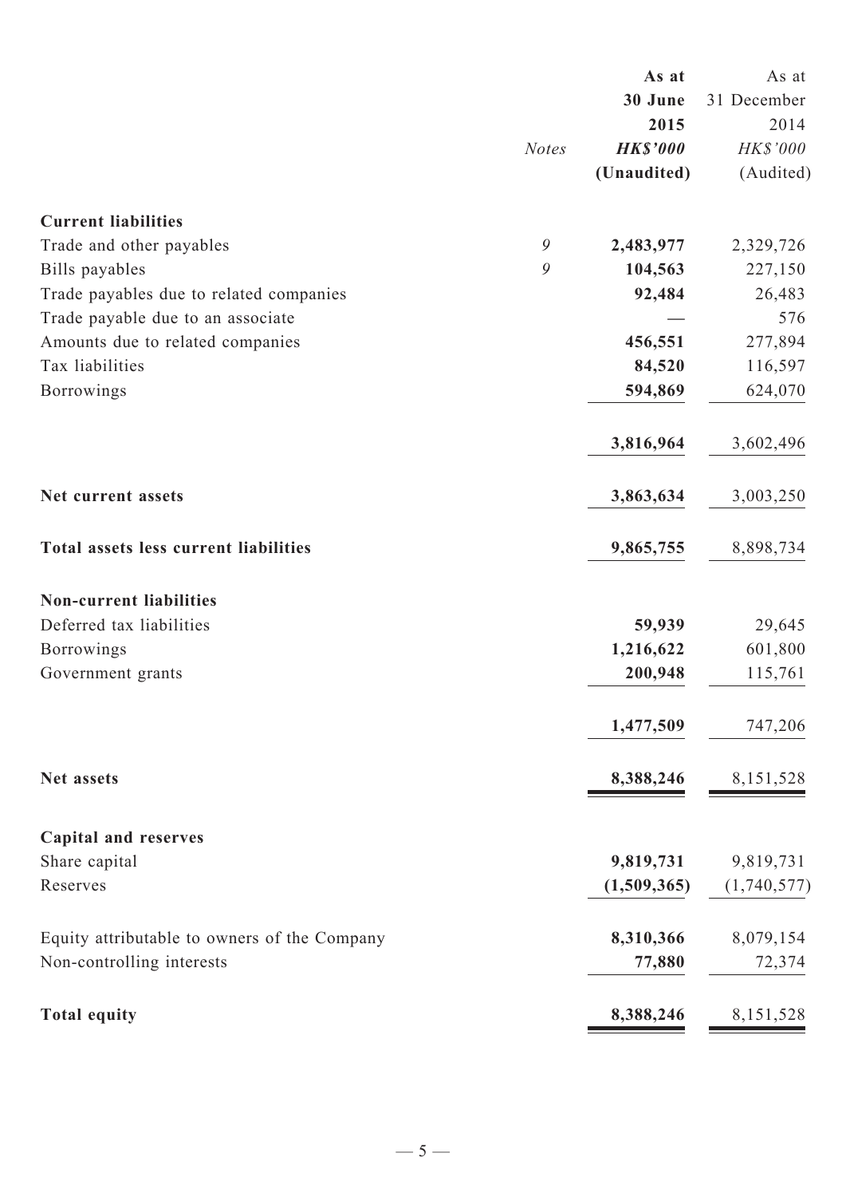| | Notes | As at 30 June 2015 HK$'000 (Unaudited) | As at 31 December 2014 HK$'000 (Audited) |
|---|---|---|---|
| **Current liabilities** | | | |
| Trade and other payables | 9 | **2,483,977** | 2,329,726 |
| Bills payables | 9 | **104,563** | 227,150 |
| Trade payables due to related companies | | **92,484** | 26,483 |
| Trade payable due to an associate | | **—** | 576 |
| Amounts due to related companies | | **456,551** | 277,894 |
| Tax liabilities | | **84,520** | 116,597 |
| Borrowings | | **594,869** | 624,070 |
| | | **3,816,964** | 3,602,496 |
| **Net current assets** | | **3,863,634** | 3,003,250 |
| **Total assets less current liabilities** | | **9,865,755** | 8,898,734 |
| **Non-current liabilities** | | | |
| Deferred tax liabilities | | **59,939** | 29,645 |
| Borrowings | | **1,216,622** | 601,800 |
| Government grants | | **200,948** | 115,761 |
| | | **1,477,509** | 747,206 |
| **Net assets** | | **8,388,246** | 8,151,528 |
| **Capital and reserves** | | | |
| Share capital | | **9,819,731** | 9,819,731 |
| Reserves | | **(1,509,365)** | (1,740,577) |
| Equity attributable to owners of the Company | | **8,310,366** | 8,079,154 |
| Non-controlling interests | | **77,880** | 72,374 |
| **Total equity** | | **8,388,246** | 8,151,528 |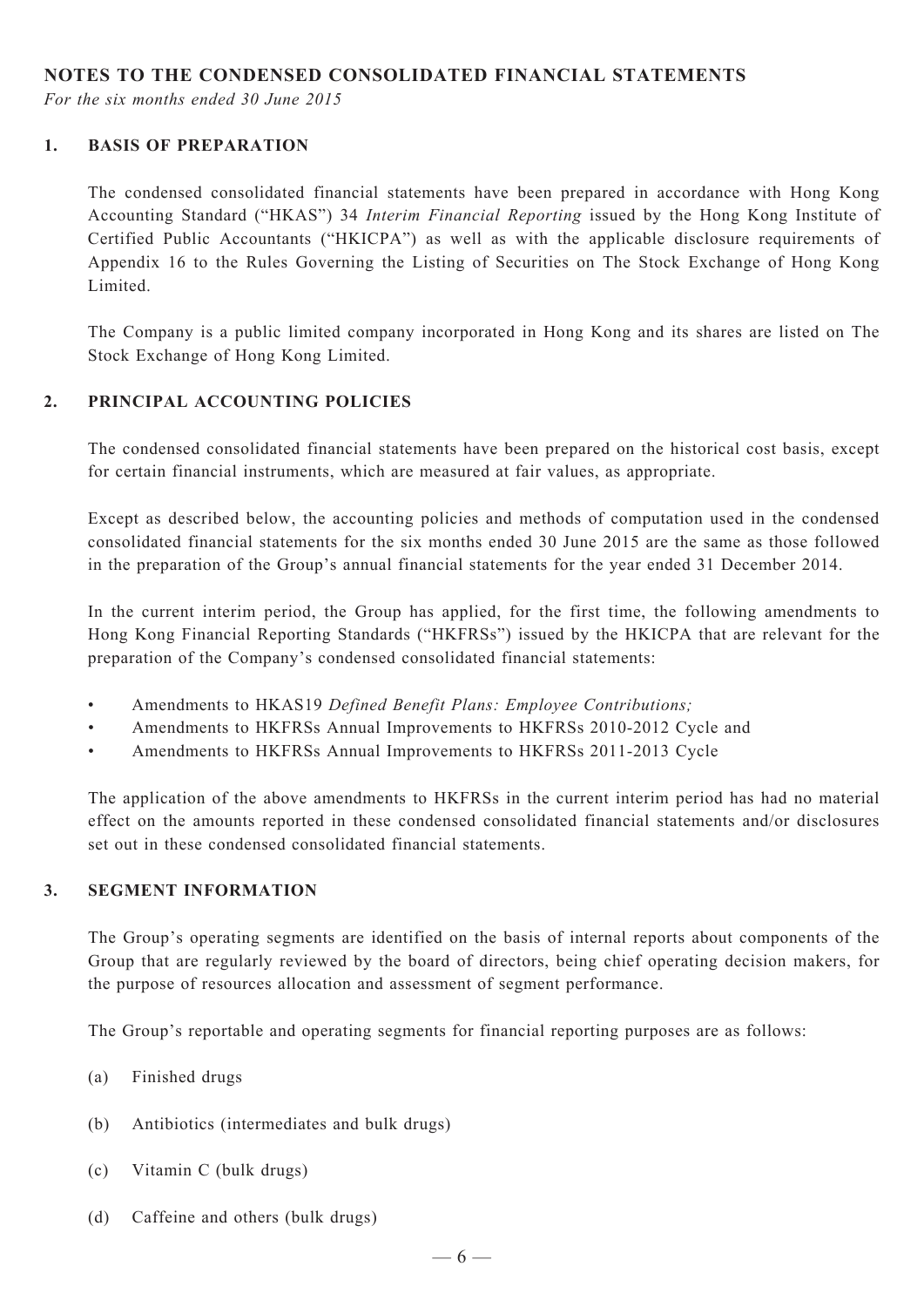## NOTES TO THE CONDENSED CONSOLIDATED FINANCIAL STATEMENTS

*For the six months ended 30 June 2015*

### 1. BASIS OF PREPARATION

The condensed consolidated financial statements have been prepared in accordance with Hong Kong Accounting Standard ("HKAS") 34 *Interim Financial Reporting* issued by the Hong Kong Institute of Certified Public Accountants ("HKICPA") as well as with the applicable disclosure requirements of Appendix 16 to the Rules Governing the Listing of Securities on The Stock Exchange of Hong Kong Limited.

The Company is a public limited company incorporated in Hong Kong and its shares are listed on The Stock Exchange of Hong Kong Limited.

### 2. PRINCIPAL ACCOUNTING POLICIES

The condensed consolidated financial statements have been prepared on the historical cost basis, except for certain financial instruments, which are measured at fair values, as appropriate.

Except as described below, the accounting policies and methods of computation used in the condensed consolidated financial statements for the six months ended 30 June 2015 are the same as those followed in the preparation of the Group's annual financial statements for the year ended 31 December 2014.

In the current interim period, the Group has applied, for the first time, the following amendments to Hong Kong Financial Reporting Standards ("HKFRSs") issued by the HKICPA that are relevant for the preparation of the Company's condensed consolidated financial statements:

- Amendments to HKAS19 *Defined Benefit Plans: Employee Contributions;*
- Amendments to HKFRSs Annual Improvements to HKFRSs 2010-2012 Cycle and
- Amendments to HKFRSs Annual Improvements to HKFRSs 2011-2013 Cycle

The application of the above amendments to HKFRSs in the current interim period has had no material effect on the amounts reported in these condensed consolidated financial statements and/or disclosures set out in these condensed consolidated financial statements.

### 3. SEGMENT INFORMATION

The Group's operating segments are identified on the basis of internal reports about components of the Group that are regularly reviewed by the board of directors, being chief operating decision makers, for the purpose of resources allocation and assessment of segment performance.

The Group's reportable and operating segments for financial reporting purposes are as follows:

(a) Finished drugs

(b) Antibiotics (intermediates and bulk drugs)

(c) Vitamin C (bulk drugs)

(d) Caffeine and others (bulk drugs)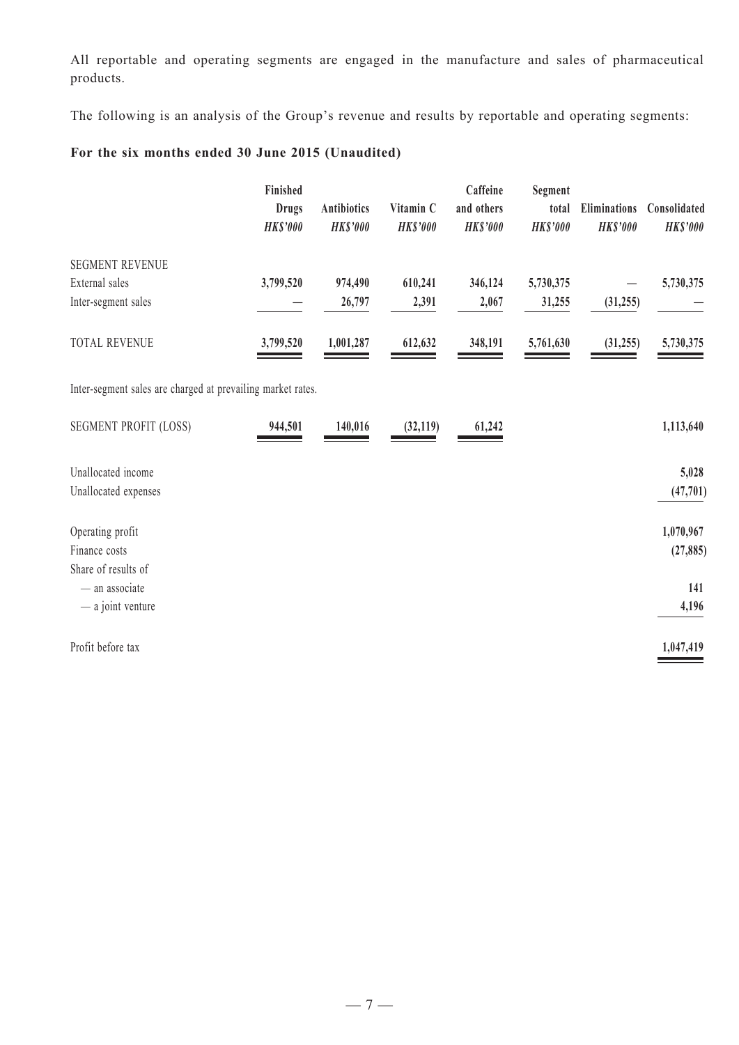All reportable and operating segments are engaged in the manufacture and sales of pharmaceutical products.

The following is an analysis of the Group's revenue and results by reportable and operating segments:

**For the six months ended 30 June 2015 (Unaudited)**

| | Finished Drugs *HK$'000* | Antibiotics *HK$'000* | Vitamin C *HK$'000* | Caffeine and others *HK$'000* | Segment total *HK$'000* | Eliminations *HK$'000* | Consolidated *HK$'000* |
|---|---|---|---|---|---|---|---|
| SEGMENT REVENUE | | | | | | | |
| External sales | **3,799,520** | **974,490** | **610,241** | **346,124** | **5,730,375** | **—** | **5,730,375** |
| Inter-segment sales | **—** | **26,797** | **2,391** | **2,067** | **31,255** | **(31,255)** | **—** |
| TOTAL REVENUE | **3,799,520** | **1,001,287** | **612,632** | **348,191** | **5,761,630** | **(31,255)** | **5,730,375** |

Inter-segment sales are charged at prevailing market rates.

| | Finished Drugs *HK$'000* | Antibiotics *HK$'000* | Vitamin C *HK$'000* | Caffeine and others *HK$'000* | Segment total *HK$'000* | Eliminations *HK$'000* | Consolidated *HK$'000* |
|---|---|---|---|---|---|---|---|
| SEGMENT PROFIT (LOSS) | **944,501** | **140,016** | **(32,119)** | **61,242** | | | **1,113,640** |
| Unallocated income | | | | | | | **5,028** |
| Unallocated expenses | | | | | | | **(47,701)** |
| Operating profit | | | | | | | **1,070,967** |
| Finance costs | | | | | | | **(27,885)** |
| Share of results of | | | | | | | |
| — an associate | | | | | | | **141** |
| — a joint venture | | | | | | | **4,196** |
| Profit before tax | | | | | | | **1,047,419** |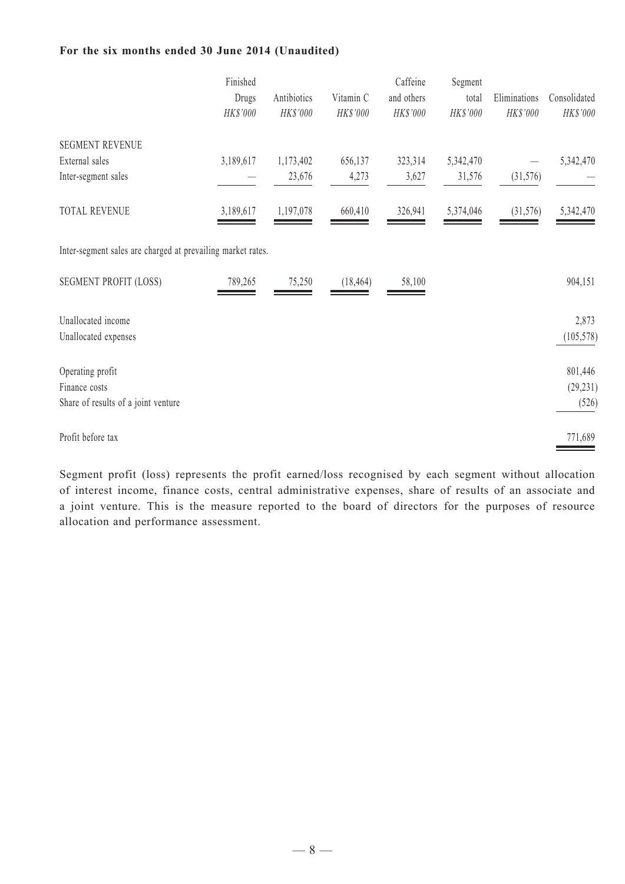**For the six months ended 30 June 2014 (Unaudited)**

| | Finished Drugs *HK$'000* | Antibiotics *HK$'000* | Vitamin C *HK$'000* | Caffeine and others *HK$'000* | Segment total *HK$'000* | Eliminations *HK$'000* | Consolidated *HK$'000* |
|---|---|---|---|---|---|---|---|
| SEGMENT REVENUE | | | | | | | |
| External sales | 3,189,617 | 1,173,402 | 656,137 | 323,314 | 5,342,470 | — | 5,342,470 |
| Inter-segment sales | — | 23,676 | 4,273 | 3,627 | 31,576 | (31,576) | — |
| TOTAL REVENUE | 3,189,617 | 1,197,078 | 660,410 | 326,941 | 5,374,046 | (31,576) | 5,342,470 |
| Inter-segment sales are charged at prevailing market rates. | | | | | | | |
| SEGMENT PROFIT (LOSS) | 789,265 | 75,250 | (18,464) | 58,100 | | | 904,151 |
| Unallocated income | | | | | | | 2,873 |
| Unallocated expenses | | | | | | | (105,578) |
| Operating profit | | | | | | | 801,446 |
| Finance costs | | | | | | | (29,231) |
| Share of results of a joint venture | | | | | | | (526) |
| Profit before tax | | | | | | | 771,689 |

Segment profit (loss) represents the profit earned/loss recognised by each segment without allocation of interest income, finance costs, central administrative expenses, share of results of an associate and a joint venture. This is the measure reported to the board of directors for the purposes of resource allocation and performance assessment.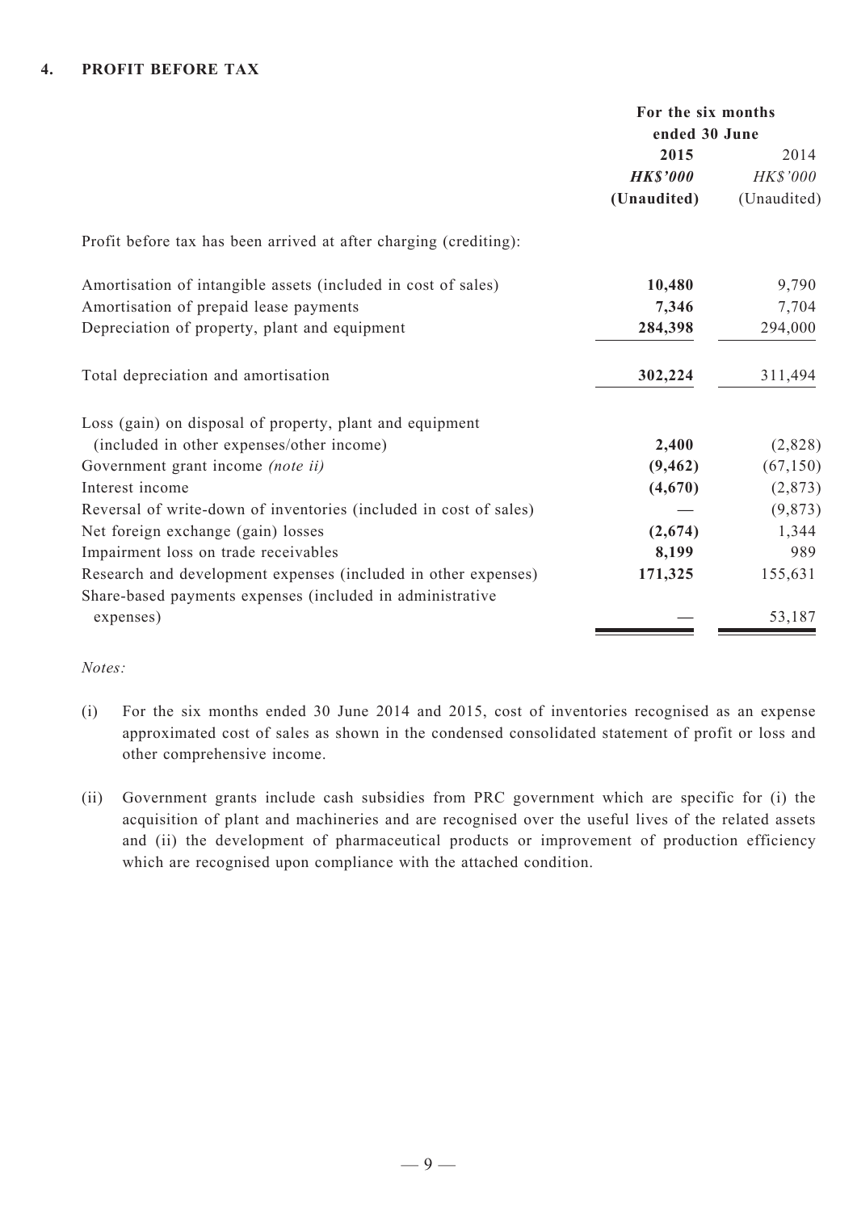## 4. PROFIT BEFORE TAX

| | For the six months ended 30 June | |
|---|---|---|
| | **2015** | 2014 |
| | ***HK$'000*** | *HK$'000* |
| | **(Unaudited)** | (Unaudited) |
| Profit before tax has been arrived at after charging (crediting): | | |
| Amortisation of intangible assets (included in cost of sales) | **10,480** | 9,790 |
| Amortisation of prepaid lease payments | **7,346** | 7,704 |
| Depreciation of property, plant and equipment | **284,398** | 294,000 |
| Total depreciation and amortisation | **302,224** | 311,494 |
| Loss (gain) on disposal of property, plant and equipment (included in other expenses/other income) | **2,400** | (2,828) |
| Government grant income *(note ii)* | **(9,462)** | (67,150) |
| Interest income | **(4,670)** | (2,873) |
| Reversal of write-down of inventories (included in cost of sales) | **—** | (9,873) |
| Net foreign exchange (gain) losses | **(2,674)** | 1,344 |
| Impairment loss on trade receivables | **8,199** | 989 |
| Research and development expenses (included in other expenses) | **171,325** | 155,631 |
| Share-based payments expenses (included in administrative expenses) | **—** | 53,187 |

*Notes:*

(i) For the six months ended 30 June 2014 and 2015, cost of inventories recognised as an expense approximated cost of sales as shown in the condensed consolidated statement of profit or loss and other comprehensive income.

(ii) Government grants include cash subsidies from PRC government which are specific for (i) the acquisition of plant and machineries and are recognised over the useful lives of the related assets and (ii) the development of pharmaceutical products or improvement of production efficiency which are recognised upon compliance with the attached condition.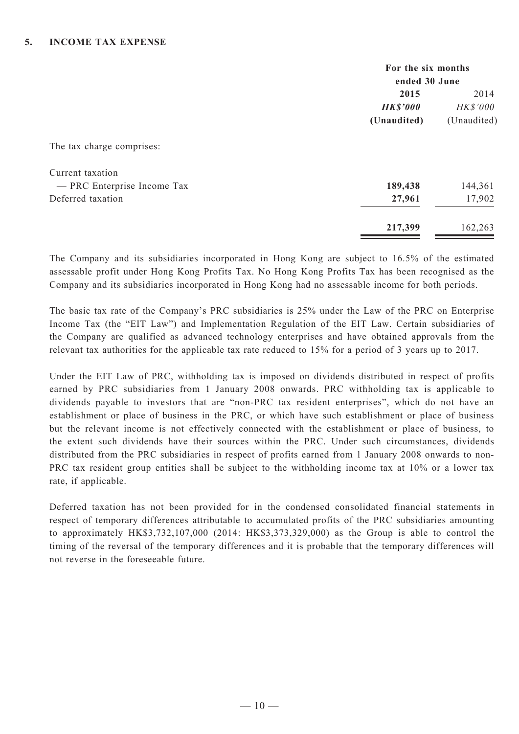## 5. INCOME TAX EXPENSE

| | For the six months ended 30 June | |
|---|---|---|
| | **2015** | 2014 |
| | ***HK$'000*** | *HK$'000* |
| | **(Unaudited)** | (Unaudited) |
| The tax charge comprises: | | |
| Current taxation | | |
| — PRC Enterprise Income Tax | **189,438** | 144,361 |
| Deferred taxation | **27,961** | 17,902 |
| | **217,399** | 162,263 |

The Company and its subsidiaries incorporated in Hong Kong are subject to 16.5% of the estimated assessable profit under Hong Kong Profits Tax. No Hong Kong Profits Tax has been recognised as the Company and its subsidiaries incorporated in Hong Kong had no assessable income for both periods.

The basic tax rate of the Company's PRC subsidiaries is 25% under the Law of the PRC on Enterprise Income Tax (the "EIT Law") and Implementation Regulation of the EIT Law. Certain subsidiaries of the Company are qualified as advanced technology enterprises and have obtained approvals from the relevant tax authorities for the applicable tax rate reduced to 15% for a period of 3 years up to 2017.

Under the EIT Law of PRC, withholding tax is imposed on dividends distributed in respect of profits earned by PRC subsidiaries from 1 January 2008 onwards. PRC withholding tax is applicable to dividends payable to investors that are "non-PRC tax resident enterprises", which do not have an establishment or place of business in the PRC, or which have such establishment or place of business but the relevant income is not effectively connected with the establishment or place of business, to the extent such dividends have their sources within the PRC. Under such circumstances, dividends distributed from the PRC subsidiaries in respect of profits earned from 1 January 2008 onwards to non-PRC tax resident group entities shall be subject to the withholding income tax at 10% or a lower tax rate, if applicable.

Deferred taxation has not been provided for in the condensed consolidated financial statements in respect of temporary differences attributable to accumulated profits of the PRC subsidiaries amounting to approximately HK$3,732,107,000 (2014: HK$3,373,329,000) as the Group is able to control the timing of the reversal of the temporary differences and it is probable that the temporary differences will not reverse in the foreseeable future.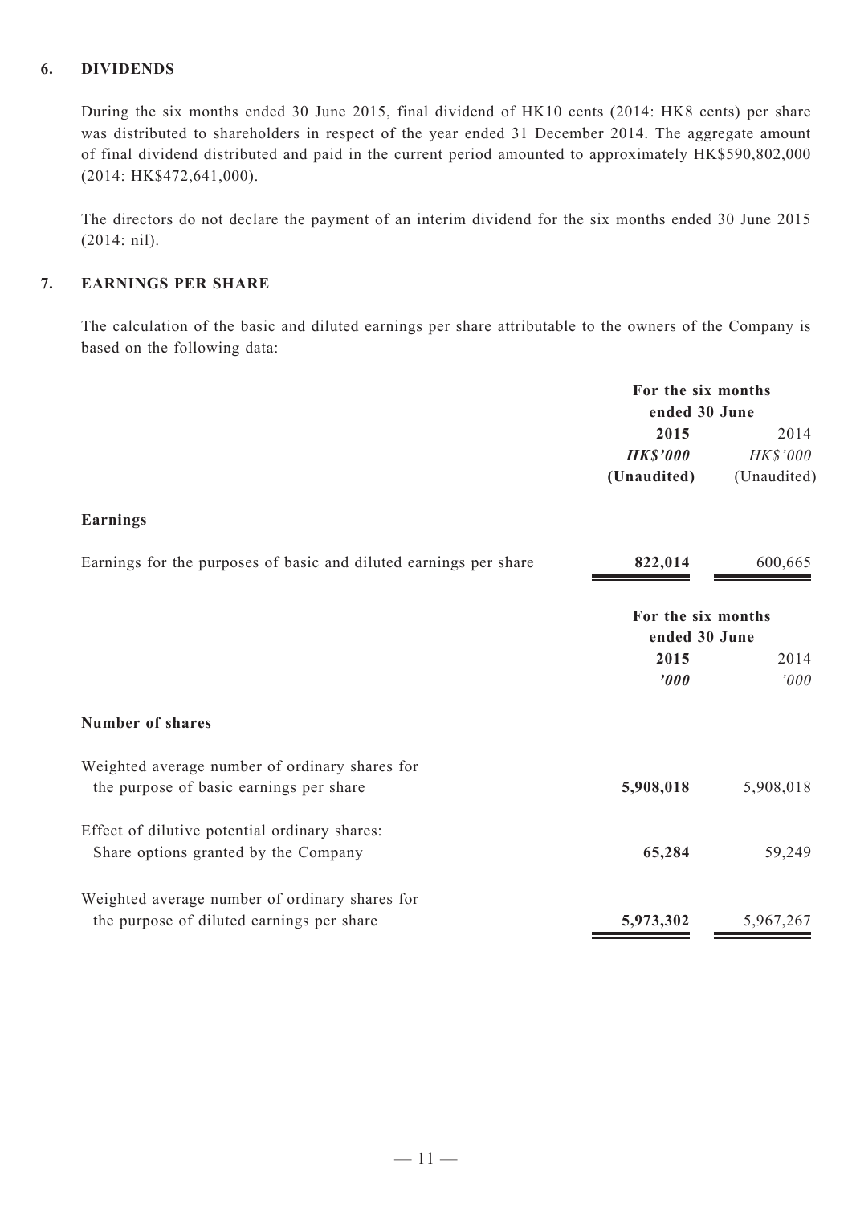## 6. DIVIDENDS

During the six months ended 30 June 2015, final dividend of HK10 cents (2014: HK8 cents) per share was distributed to shareholders in respect of the year ended 31 December 2014. The aggregate amount of final dividend distributed and paid in the current period amounted to approximately HK$590,802,000 (2014: HK$472,641,000).

The directors do not declare the payment of an interim dividend for the six months ended 30 June 2015 (2014: nil).

## 7. EARNINGS PER SHARE

The calculation of the basic and diluted earnings per share attributable to the owners of the Company is based on the following data:

| | For the six months ended 30 June | |
|---|---|---|
| | **2015** | 2014 |
| | ***HK$'000*** | *HK$'000* |
| | **(Unaudited)** | (Unaudited) |
| **Earnings** | | |
| Earnings for the purposes of basic and diluted earnings per share | **822,014** | 600,665 |

| | For the six months ended 30 June | |
|---|---|---|
| | **2015** | 2014 |
| | ***'000*** | *'000* |
| **Number of shares** | | |
| Weighted average number of ordinary shares for the purpose of basic earnings per share | **5,908,018** | 5,908,018 |
| Effect of dilutive potential ordinary shares: Share options granted by the Company | **65,284** | 59,249 |
| Weighted average number of ordinary shares for the purpose of diluted earnings per share | **5,973,302** | 5,967,267 |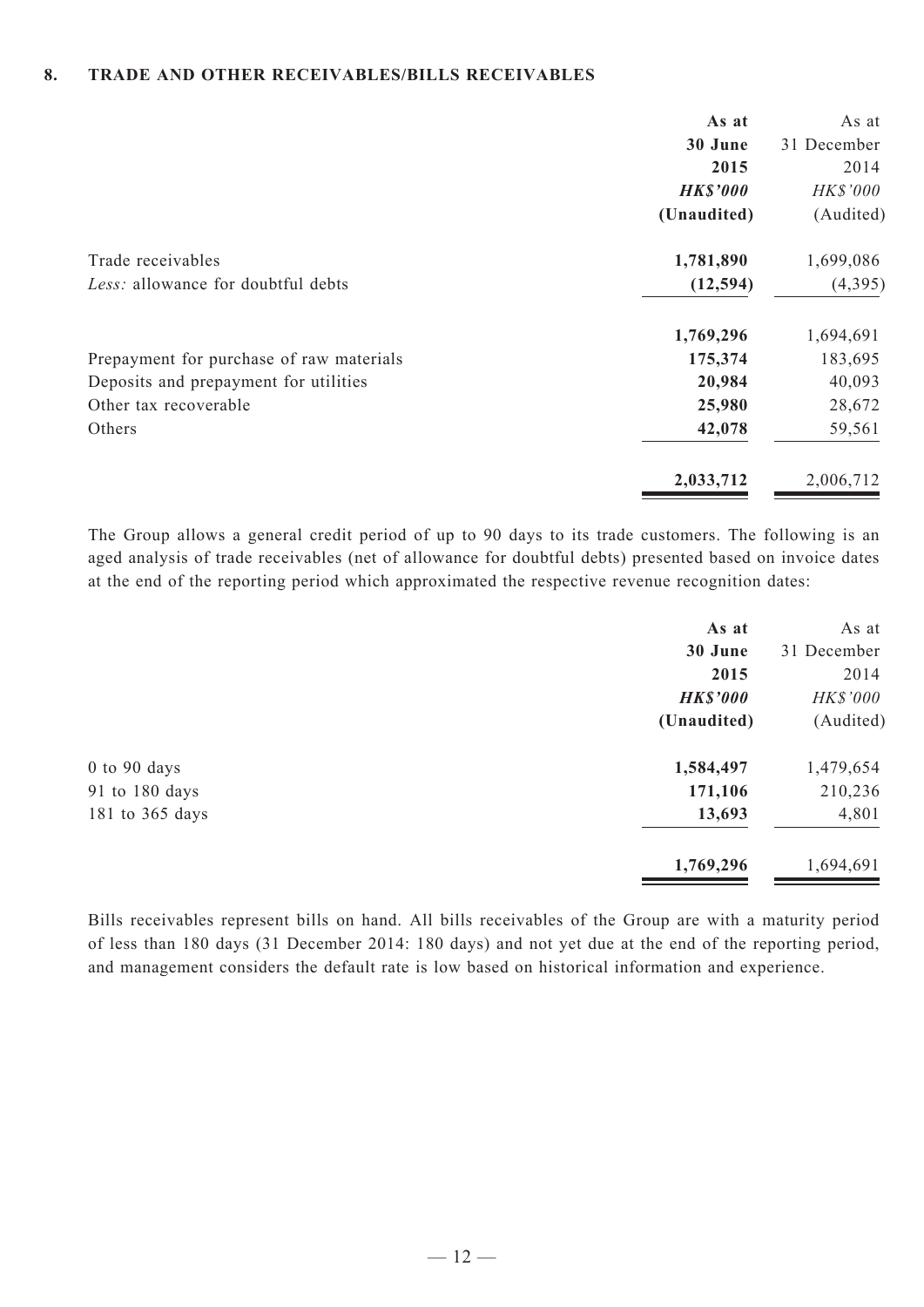### 8. TRADE AND OTHER RECEIVABLES/BILLS RECEIVABLES

| | As at 30 June 2015 | As at 31 December 2014 |
|---|---|---|
| | *HK$'000* | *HK$'000* |
| | (Unaudited) | (Audited) |
| Trade receivables | 1,781,890 | 1,699,086 |
| *Less:* allowance for doubtful debts | (12,594) | (4,395) |
| | 1,769,296 | 1,694,691 |
| Prepayment for purchase of raw materials | 175,374 | 183,695 |
| Deposits and prepayment for utilities | 20,984 | 40,093 |
| Other tax recoverable | 25,980 | 28,672 |
| Others | 42,078 | 59,561 |
| | 2,033,712 | 2,006,712 |

The Group allows a general credit period of up to 90 days to its trade customers. The following is an aged analysis of trade receivables (net of allowance for doubtful debts) presented based on invoice dates at the end of the reporting period which approximated the respective revenue recognition dates:

| | As at 30 June 2015 | As at 31 December 2014 |
|---|---|---|
| | *HK$'000* | *HK$'000* |
| | (Unaudited) | (Audited) |
| 0 to 90 days | 1,584,497 | 1,479,654 |
| 91 to 180 days | 171,106 | 210,236 |
| 181 to 365 days | 13,693 | 4,801 |
| | 1,769,296 | 1,694,691 |

Bills receivables represent bills on hand. All bills receivables of the Group are with a maturity period of less than 180 days (31 December 2014: 180 days) and not yet due at the end of the reporting period, and management considers the default rate is low based on historical information and experience.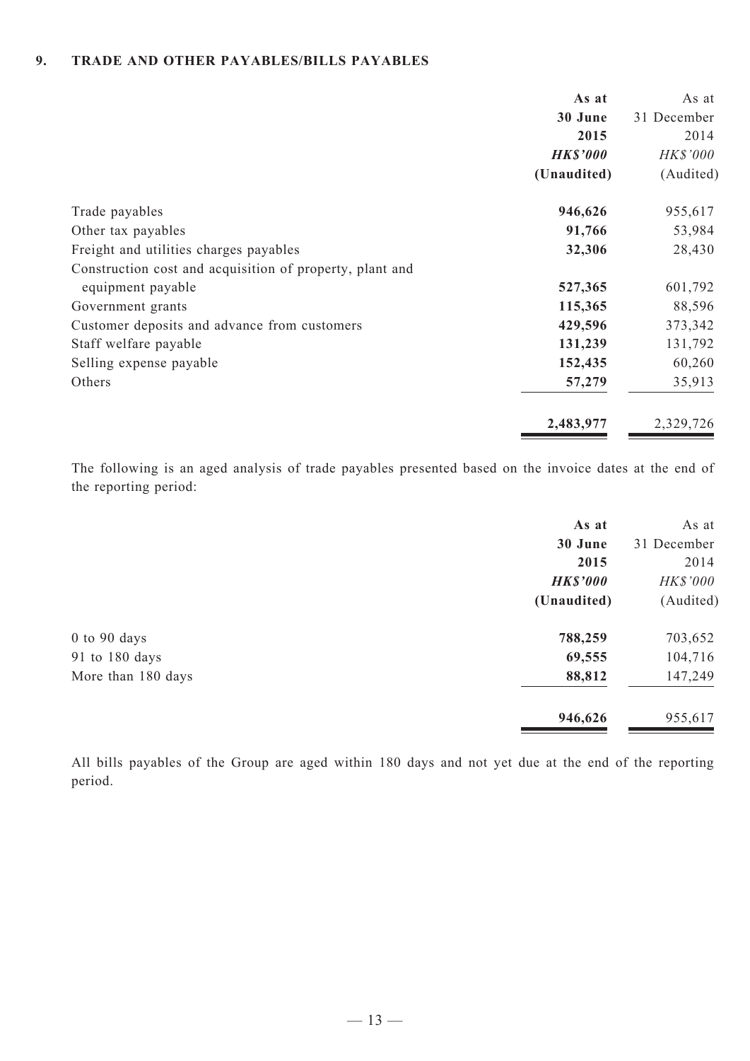## 9. TRADE AND OTHER PAYABLES/BILLS PAYABLES

| | As at 30 June 2015 HK$'000 (Unaudited) | As at 31 December 2014 HK$'000 (Audited) |
|---|---|---|
| Trade payables | **946,626** | 955,617 |
| Other tax payables | **91,766** | 53,984 |
| Freight and utilities charges payables | **32,306** | 28,430 |
| Construction cost and acquisition of property, plant and equipment payable | **527,365** | 601,792 |
| Government grants | **115,365** | 88,596 |
| Customer deposits and advance from customers | **429,596** | 373,342 |
| Staff welfare payable | **131,239** | 131,792 |
| Selling expense payable | **152,435** | 60,260 |
| Others | **57,279** | 35,913 |
| | **2,483,977** | 2,329,726 |

The following is an aged analysis of trade payables presented based on the invoice dates at the end of the reporting period:

| | As at 30 June 2015 HK$'000 (Unaudited) | As at 31 December 2014 HK$'000 (Audited) |
|---|---|---|
| 0 to 90 days | **788,259** | 703,652 |
| 91 to 180 days | **69,555** | 104,716 |
| More than 180 days | **88,812** | 147,249 |
| | **946,626** | 955,617 |

All bills payables of the Group are aged within 180 days and not yet due at the end of the reporting period.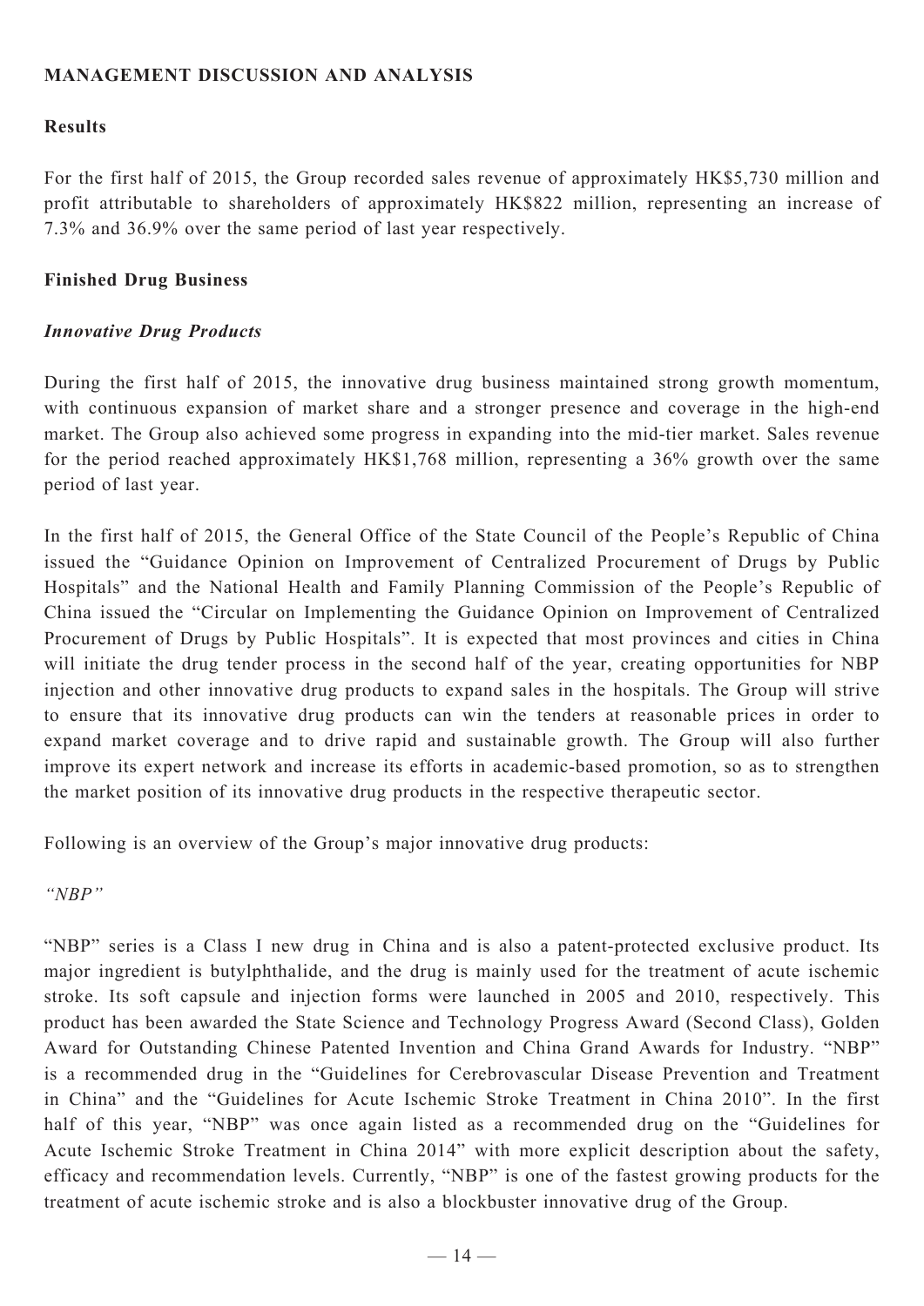## MANAGEMENT DISCUSSION AND ANALYSIS

### Results

For the first half of 2015, the Group recorded sales revenue of approximately HK$5,730 million and profit attributable to shareholders of approximately HK$822 million, representing an increase of 7.3% and 36.9% over the same period of last year respectively.

### Finished Drug Business

#### *Innovative Drug Products*

During the first half of 2015, the innovative drug business maintained strong growth momentum, with continuous expansion of market share and a stronger presence and coverage in the high-end market. The Group also achieved some progress in expanding into the mid-tier market. Sales revenue for the period reached approximately HK$1,768 million, representing a 36% growth over the same period of last year.

In the first half of 2015, the General Office of the State Council of the People's Republic of China issued the "Guidance Opinion on Improvement of Centralized Procurement of Drugs by Public Hospitals" and the National Health and Family Planning Commission of the People's Republic of China issued the "Circular on Implementing the Guidance Opinion on Improvement of Centralized Procurement of Drugs by Public Hospitals". It is expected that most provinces and cities in China will initiate the drug tender process in the second half of the year, creating opportunities for NBP injection and other innovative drug products to expand sales in the hospitals. The Group will strive to ensure that its innovative drug products can win the tenders at reasonable prices in order to expand market coverage and to drive rapid and sustainable growth. The Group will also further improve its expert network and increase its efforts in academic-based promotion, so as to strengthen the market position of its innovative drug products in the respective therapeutic sector.

Following is an overview of the Group's major innovative drug products:

*"NBP"*

"NBP" series is a Class I new drug in China and is also a patent-protected exclusive product. Its major ingredient is butylphthalide, and the drug is mainly used for the treatment of acute ischemic stroke. Its soft capsule and injection forms were launched in 2005 and 2010, respectively. This product has been awarded the State Science and Technology Progress Award (Second Class), Golden Award for Outstanding Chinese Patented Invention and China Grand Awards for Industry. "NBP" is a recommended drug in the "Guidelines for Cerebrovascular Disease Prevention and Treatment in China" and the "Guidelines for Acute Ischemic Stroke Treatment in China 2010". In the first half of this year, "NBP" was once again listed as a recommended drug on the "Guidelines for Acute Ischemic Stroke Treatment in China 2014" with more explicit description about the safety, efficacy and recommendation levels. Currently, "NBP" is one of the fastest growing products for the treatment of acute ischemic stroke and is also a blockbuster innovative drug of the Group.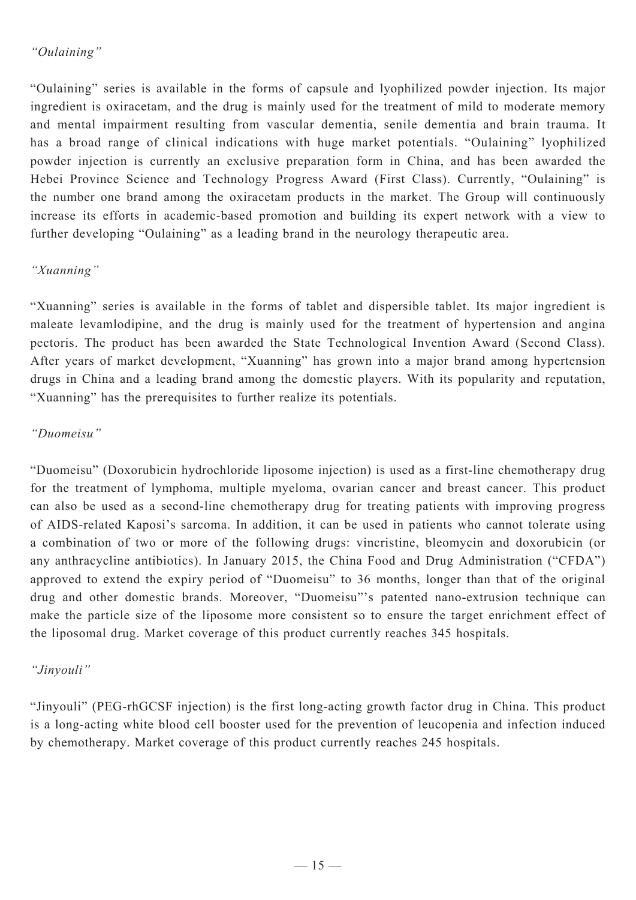*"Oulaining"*

"Oulaining" series is available in the forms of capsule and lyophilized powder injection. Its major ingredient is oxiracetam, and the drug is mainly used for the treatment of mild to moderate memory and mental impairment resulting from vascular dementia, senile dementia and brain trauma. It has a broad range of clinical indications with huge market potentials. "Oulaining" lyophilized powder injection is currently an exclusive preparation form in China, and has been awarded the Hebei Province Science and Technology Progress Award (First Class). Currently, "Oulaining" is the number one brand among the oxiracetam products in the market. The Group will continuously increase its efforts in academic-based promotion and building its expert network with a view to further developing "Oulaining" as a leading brand in the neurology therapeutic area.

*"Xuanning"*

"Xuanning" series is available in the forms of tablet and dispersible tablet. Its major ingredient is maleate levamlodipine, and the drug is mainly used for the treatment of hypertension and angina pectoris. The product has been awarded the State Technological Invention Award (Second Class). After years of market development, "Xuanning" has grown into a major brand among hypertension drugs in China and a leading brand among the domestic players. With its popularity and reputation, "Xuanning" has the prerequisites to further realize its potentials.

*"Duomeisu"*

"Duomeisu" (Doxorubicin hydrochloride liposome injection) is used as a first-line chemotherapy drug for the treatment of lymphoma, multiple myeloma, ovarian cancer and breast cancer. This product can also be used as a second-line chemotherapy drug for treating patients with improving progress of AIDS-related Kaposi's sarcoma. In addition, it can be used in patients who cannot tolerate using a combination of two or more of the following drugs: vincristine, bleomycin and doxorubicin (or any anthracycline antibiotics). In January 2015, the China Food and Drug Administration ("CFDA") approved to extend the expiry period of "Duomeisu" to 36 months, longer than that of the original drug and other domestic brands. Moreover, "Duomeisu"'s patented nano-extrusion technique can make the particle size of the liposome more consistent so to ensure the target enrichment effect of the liposomal drug. Market coverage of this product currently reaches 345 hospitals.

*"Jinyouli"*

"Jinyouli" (PEG-rhGCSF injection) is the first long-acting growth factor drug in China. This product is a long-acting white blood cell booster used for the prevention of leucopenia and infection induced by chemotherapy. Market coverage of this product currently reaches 245 hospitals.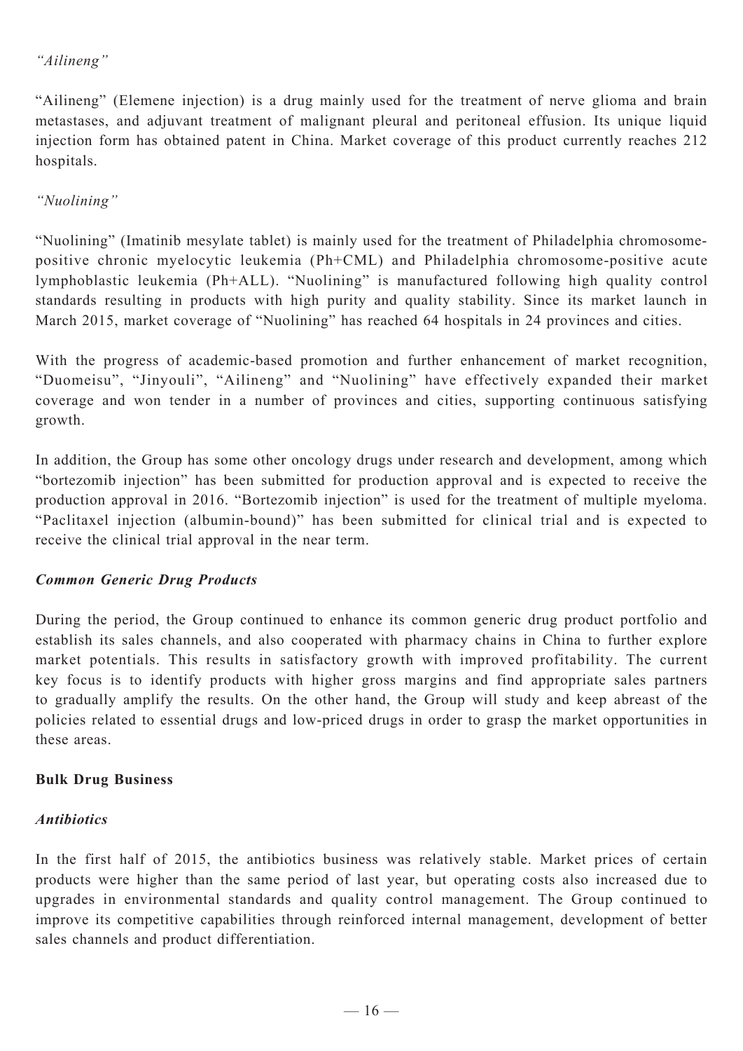*"Ailineng"*

"Ailineng" (Elemene injection) is a drug mainly used for the treatment of nerve glioma and brain metastases, and adjuvant treatment of malignant pleural and peritoneal effusion. Its unique liquid injection form has obtained patent in China. Market coverage of this product currently reaches 212 hospitals.

*"Nuolining"*

"Nuolining" (Imatinib mesylate tablet) is mainly used for the treatment of Philadelphia chromosome-positive chronic myelocytic leukemia (Ph+CML) and Philadelphia chromosome-positive acute lymphoblastic leukemia (Ph+ALL). "Nuolining" is manufactured following high quality control standards resulting in products with high purity and quality stability. Since its market launch in March 2015, market coverage of "Nuolining" has reached 64 hospitals in 24 provinces and cities.

With the progress of academic-based promotion and further enhancement of market recognition, "Duomeisu", "Jinyouli", "Ailineng" and "Nuolining" have effectively expanded their market coverage and won tender in a number of provinces and cities, supporting continuous satisfying growth.

In addition, the Group has some other oncology drugs under research and development, among which "bortezomib injection" has been submitted for production approval and is expected to receive the production approval in 2016. "Bortezomib injection" is used for the treatment of multiple myeloma. "Paclitaxel injection (albumin-bound)" has been submitted for clinical trial and is expected to receive the clinical trial approval in the near term.

***Common Generic Drug Products***

During the period, the Group continued to enhance its common generic drug product portfolio and establish its sales channels, and also cooperated with pharmacy chains in China to further explore market potentials. This results in satisfactory growth with improved profitability. The current key focus is to identify products with higher gross margins and find appropriate sales partners to gradually amplify the results. On the other hand, the Group will study and keep abreast of the policies related to essential drugs and low-priced drugs in order to grasp the market opportunities in these areas.

**Bulk Drug Business**

***Antibiotics***

In the first half of 2015, the antibiotics business was relatively stable. Market prices of certain products were higher than the same period of last year, but operating costs also increased due to upgrades in environmental standards and quality control management. The Group continued to improve its competitive capabilities through reinforced internal management, development of better sales channels and product differentiation.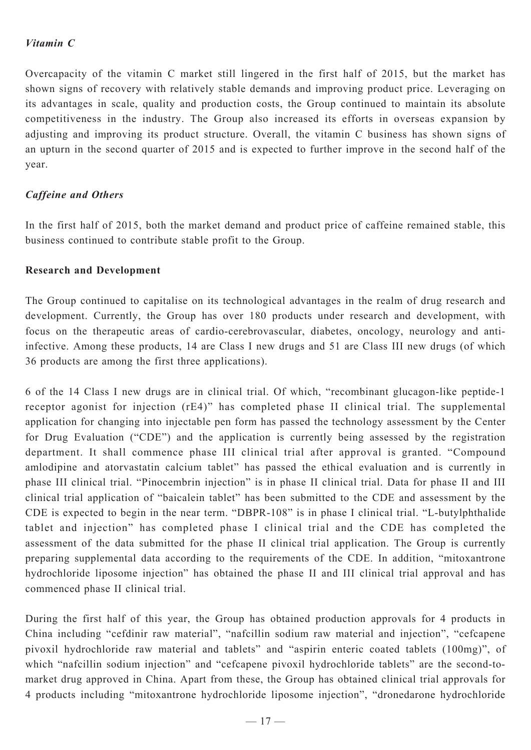*Vitamin C*

Overcapacity of the vitamin C market still lingered in the first half of 2015, but the market has shown signs of recovery with relatively stable demands and improving product price. Leveraging on its advantages in scale, quality and production costs, the Group continued to maintain its absolute competitiveness in the industry. The Group also increased its efforts in overseas expansion by adjusting and improving its product structure. Overall, the vitamin C business has shown signs of an upturn in the second quarter of 2015 and is expected to further improve in the second half of the year.

*Caffeine and Others*

In the first half of 2015, both the market demand and product price of caffeine remained stable, this business continued to contribute stable profit to the Group.

**Research and Development**

The Group continued to capitalise on its technological advantages in the realm of drug research and development. Currently, the Group has over 180 products under research and development, with focus on the therapeutic areas of cardio-cerebrovascular, diabetes, oncology, neurology and anti-infective. Among these products, 14 are Class I new drugs and 51 are Class III new drugs (of which 36 products are among the first three applications).

6 of the 14 Class I new drugs are in clinical trial. Of which, "recombinant glucagon-like peptide-1 receptor agonist for injection (rE4)" has completed phase II clinical trial. The supplemental application for changing into injectable pen form has passed the technology assessment by the Center for Drug Evaluation ("CDE") and the application is currently being assessed by the registration department. It shall commence phase III clinical trial after approval is granted. "Compound amlodipine and atorvastatin calcium tablet" has passed the ethical evaluation and is currently in phase III clinical trial. "Pinocembrin injection" is in phase II clinical trial. Data for phase II and III clinical trial application of "baicalein tablet" has been submitted to the CDE and assessment by the CDE is expected to begin in the near term. "DBPR-108" is in phase I clinical trial. "L-butylphthalide tablet and injection" has completed phase I clinical trial and the CDE has completed the assessment of the data submitted for the phase II clinical trial application. The Group is currently preparing supplemental data according to the requirements of the CDE. In addition, "mitoxantrone hydrochloride liposome injection" has obtained the phase II and III clinical trial approval and has commenced phase II clinical trial.

During the first half of this year, the Group has obtained production approvals for 4 products in China including "cefdinir raw material", "nafcillin sodium raw material and injection", "cefcapene pivoxil hydrochloride raw material and tablets" and "aspirin enteric coated tablets (100mg)", of which "nafcillin sodium injection" and "cefcapene pivoxil hydrochloride tablets" are the second-to-market drug approved in China. Apart from these, the Group has obtained clinical trial approvals for 4 products including "mitoxantrone hydrochloride liposome injection", "dronedarone hydrochloride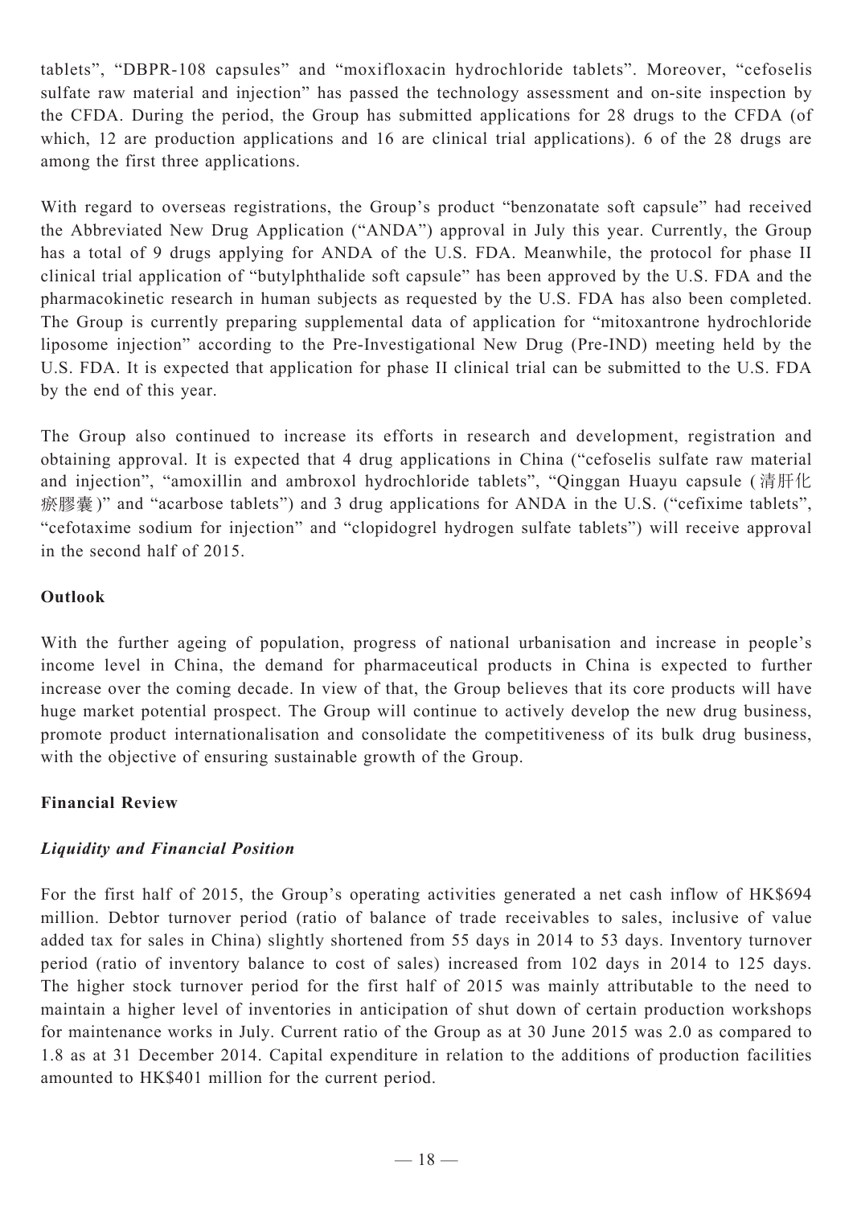tablets", "DBPR-108 capsules" and "moxifloxacin hydrochloride tablets". Moreover, "cefoselis sulfate raw material and injection" has passed the technology assessment and on-site inspection by the CFDA. During the period, the Group has submitted applications for 28 drugs to the CFDA (of which, 12 are production applications and 16 are clinical trial applications). 6 of the 28 drugs are among the first three applications.

With regard to overseas registrations, the Group's product "benzonatate soft capsule" had received the Abbreviated New Drug Application ("ANDA") approval in July this year. Currently, the Group has a total of 9 drugs applying for ANDA of the U.S. FDA. Meanwhile, the protocol for phase II clinical trial application of "butylphthalide soft capsule" has been approved by the U.S. FDA and the pharmacokinetic research in human subjects as requested by the U.S. FDA has also been completed. The Group is currently preparing supplemental data of application for "mitoxantrone hydrochloride liposome injection" according to the Pre-Investigational New Drug (Pre-IND) meeting held by the U.S. FDA. It is expected that application for phase II clinical trial can be submitted to the U.S. FDA by the end of this year.

The Group also continued to increase its efforts in research and development, registration and obtaining approval. It is expected that 4 drug applications in China ("cefoselis sulfate raw material and injection", "amoxillin and ambroxol hydrochloride tablets", "Qinggan Huayu capsule (清肝化瘀膠囊)" and "acarbose tablets") and 3 drug applications for ANDA in the U.S. ("cefixime tablets", "cefotaxime sodium for injection" and "clopidogrel hydrogen sulfate tablets") will receive approval in the second half of 2015.

**Outlook**

With the further ageing of population, progress of national urbanisation and increase in people's income level in China, the demand for pharmaceutical products in China is expected to further increase over the coming decade. In view of that, the Group believes that its core products will have huge market potential prospect. The Group will continue to actively develop the new drug business, promote product internationalisation and consolidate the competitiveness of its bulk drug business, with the objective of ensuring sustainable growth of the Group.

**Financial Review**

***Liquidity and Financial Position***

For the first half of 2015, the Group's operating activities generated a net cash inflow of HK$694 million. Debtor turnover period (ratio of balance of trade receivables to sales, inclusive of value added tax for sales in China) slightly shortened from 55 days in 2014 to 53 days. Inventory turnover period (ratio of inventory balance to cost of sales) increased from 102 days in 2014 to 125 days. The higher stock turnover period for the first half of 2015 was mainly attributable to the need to maintain a higher level of inventories in anticipation of shut down of certain production workshops for maintenance works in July. Current ratio of the Group as at 30 June 2015 was 2.0 as compared to 1.8 as at 31 December 2014. Capital expenditure in relation to the additions of production facilities amounted to HK$401 million for the current period.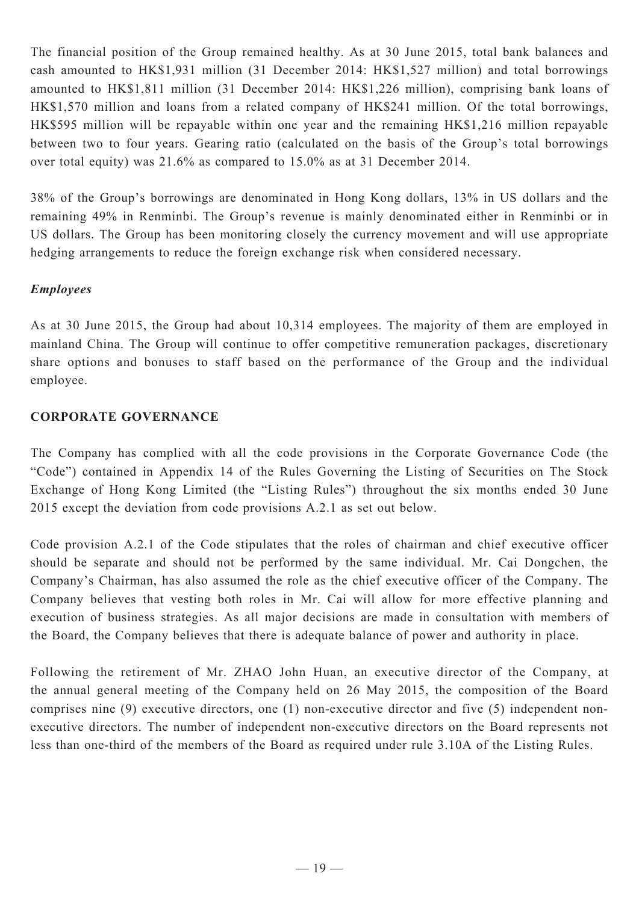The financial position of the Group remained healthy. As at 30 June 2015, total bank balances and cash amounted to HK$1,931 million (31 December 2014: HK$1,527 million) and total borrowings amounted to HK$1,811 million (31 December 2014: HK$1,226 million), comprising bank loans of HK$1,570 million and loans from a related company of HK$241 million. Of the total borrowings, HK$595 million will be repayable within one year and the remaining HK$1,216 million repayable between two to four years. Gearing ratio (calculated on the basis of the Group's total borrowings over total equity) was 21.6% as compared to 15.0% as at 31 December 2014.

38% of the Group's borrowings are denominated in Hong Kong dollars, 13% in US dollars and the remaining 49% in Renminbi. The Group's revenue is mainly denominated either in Renminbi or in US dollars. The Group has been monitoring closely the currency movement and will use appropriate hedging arrangements to reduce the foreign exchange risk when considered necessary.

### *Employees*

As at 30 June 2015, the Group had about 10,314 employees. The majority of them are employed in mainland China. The Group will continue to offer competitive remuneration packages, discretionary share options and bonuses to staff based on the performance of the Group and the individual employee.

## CORPORATE GOVERNANCE

The Company has complied with all the code provisions in the Corporate Governance Code (the "Code") contained in Appendix 14 of the Rules Governing the Listing of Securities on The Stock Exchange of Hong Kong Limited (the "Listing Rules") throughout the six months ended 30 June 2015 except the deviation from code provisions A.2.1 as set out below.

Code provision A.2.1 of the Code stipulates that the roles of chairman and chief executive officer should be separate and should not be performed by the same individual. Mr. Cai Dongchen, the Company's Chairman, has also assumed the role as the chief executive officer of the Company. The Company believes that vesting both roles in Mr. Cai will allow for more effective planning and execution of business strategies. As all major decisions are made in consultation with members of the Board, the Company believes that there is adequate balance of power and authority in place.

Following the retirement of Mr. ZHAO John Huan, an executive director of the Company, at the annual general meeting of the Company held on 26 May 2015, the composition of the Board comprises nine (9) executive directors, one (1) non-executive director and five (5) independent non-executive directors. The number of independent non-executive directors on the Board represents not less than one-third of the members of the Board as required under rule 3.10A of the Listing Rules.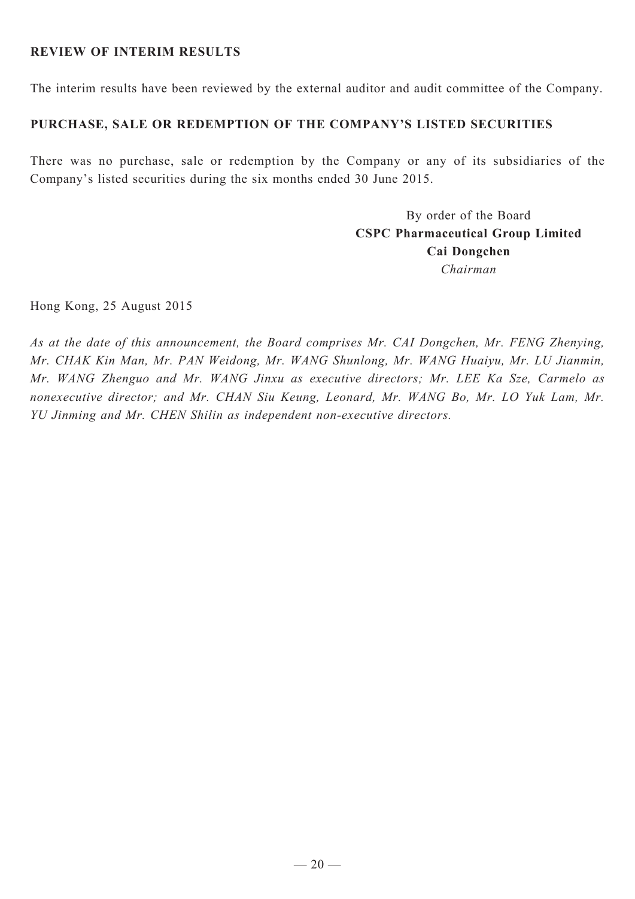## REVIEW OF INTERIM RESULTS

The interim results have been reviewed by the external auditor and audit committee of the Company.

## PURCHASE, SALE OR REDEMPTION OF THE COMPANY'S LISTED SECURITIES

There was no purchase, sale or redemption by the Company or any of its subsidiaries of the Company's listed securities during the six months ended 30 June 2015.

By order of the Board
**CSPC Pharmaceutical Group Limited**
**Cai Dongchen**
*Chairman*

Hong Kong, 25 August 2015

*As at the date of this announcement, the Board comprises Mr. CAI Dongchen, Mr. FENG Zhenying, Mr. CHAK Kin Man, Mr. PAN Weidong, Mr. WANG Shunlong, Mr. WANG Huaiyu, Mr. LU Jianmin, Mr. WANG Zhenguo and Mr. WANG Jinxu as executive directors; Mr. LEE Ka Sze, Carmelo as nonexecutive director; and Mr. CHAN Siu Keung, Leonard, Mr. WANG Bo, Mr. LO Yuk Lam, Mr. YU Jinming and Mr. CHEN Shilin as independent non-executive directors.*